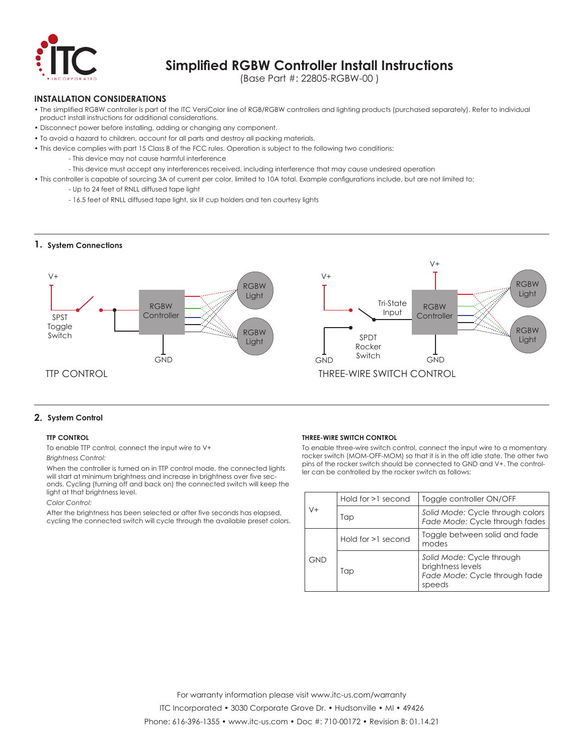# Simplified RGBW Controller Install Instructions

(Base Part #: 22805-RGBW-00 )

## INSTALLATION CONSIDERATIONS

- The simplified RGBW controller is part of the ITC VersiColor line of RGB/RGBW controllers and lighting products (purchased separately). Refer to individual product install instructions for additional considerations.
- Disconnect power before installing, adding or changing any component.
- To avoid a hazard to children, account for all parts and destroy all packing materials.
- This device complies with part 15 Class B of the FCC rules. Operation is subject to the following two conditions:
  - This device may not cause harmful interference
  - This device must accept any interferences received, including interference that may cause undesired operation
- This controller is capable of sourcing 3A of current per color, limited to 10A total. Example configurations include, but are not limited to:
  - Up to 24 feet of RNLL diffused tape light
  - 16.5 feet of RNLL diffused tape light, six lit cup holders and ten courtesy lights

## 1. System Connections

V+ SPST Toggle Switch RGBW Controller RGBW Light RGBW Light GND

TTP CONTROL

V+ GND SPDT Rocker Switch Tri-State Input V+ RGBW Controller GND RGBW Light RGBW Light

THREE-WIRE SWITCH CONTROL

## 2. System Control

### TTP CONTROL

To enable TTP control, connect the input wire to V+

*Brightness Control:*

When the controller is turned on in TTP control mode, the connected lights will start at minimum brightness and increase in brightness over five seconds. Cycling (turning off and back on) the connected switch will keep the light at that brightness level.

*Color Control:*

After the brightness has been selected or after five seconds has elapsed, cycling the connected switch will cycle through the available preset colors.

### THREE-WIRE SWITCH CONTROL

To enable three-wire switch control, connect the input wire to a momentary rocker switch (MOM-OFF-MOM) so that it is in the off idle state. The other two pins of the rocker switch should be connected to GND and V+. The controller can be controlled by the rocker switch as follows:

| | | |
|---|---|---|
| V+ | Hold for >1 second | Toggle controller ON/OFF |
| | Tap | *Solid Mode:* Cycle through colors<br>*Fade Mode:* Cycle through fades |
| GND | Hold for >1 second | Toggle between solid and fade modes |
| | Tap | *Solid Mode:* Cycle through brightness levels<br>*Fade Mode:* Cycle through fade speeds |

For warranty information please visit www.itc-us.com/warranty

ITC Incorporated • 3030 Corporate Grove Dr. • Hudsonville • MI • 49426

Phone: 616-396-1355 • www.itc-us.com • Doc #: 710-00172 • Revision B: 01.14.21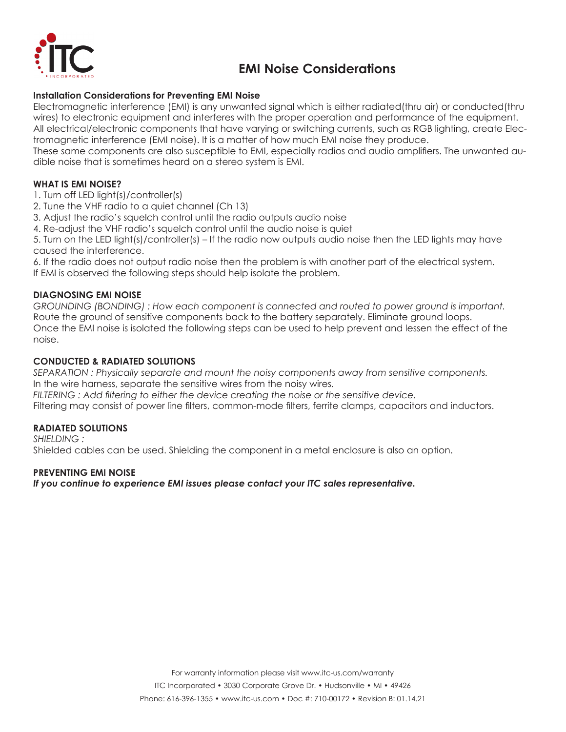# EMI Noise Considerations

**Installation Considerations for Preventing EMI Noise**

Electromagnetic interference (EMI) is any unwanted signal which is either radiated(thru air) or conducted(thru wires) to electronic equipment and interferes with the proper operation and performance of the equipment. All electrical/electronic components that have varying or switching currents, such as RGB lighting, create Electromagnetic interference (EMI noise). It is a matter of how much EMI noise they produce.

These same components are also susceptible to EMI, especially radios and audio amplifiers. The unwanted audible noise that is sometimes heard on a stereo system is EMI.

## WHAT IS EMI NOISE?

1. Turn off LED light(s)/controller(s)
2. Tune the VHF radio to a quiet channel (Ch 13)
3. Adjust the radio's squelch control until the radio outputs audio noise
4. Re-adjust the VHF radio's squelch control until the audio noise is quiet
5. Turn on the LED light(s)/controller(s) – If the radio now outputs audio noise then the LED lights may have caused the interference.
6. If the radio does not output radio noise then the problem is with another part of the electrical system.

If EMI is observed the following steps should help isolate the problem.

## DIAGNOSING EMI NOISE

*GROUNDING (BONDING) : How each component is connected and routed to power ground is important.*

Route the ground of sensitive components back to the battery separately. Eliminate ground loops.

Once the EMI noise is isolated the following steps can be used to help prevent and lessen the effect of the noise.

## CONDUCTED & RADIATED SOLUTIONS

*SEPARATION : Physically separate and mount the noisy components away from sensitive components.*

In the wire harness, separate the sensitive wires from the noisy wires.

*FILTERING : Add filtering to either the device creating the noise or the sensitive device.*

Filtering may consist of power line filters, common-mode filters, ferrite clamps, capacitors and inductors.

## RADIATED SOLUTIONS

*SHIELDING :*

Shielded cables can be used. Shielding the component in a metal enclosure is also an option.

## PREVENTING EMI NOISE

***If you continue to experience EMI issues please contact your ITC sales representative.***

For warranty information please visit www.itc-us.com/warranty

ITC Incorporated • 3030 Corporate Grove Dr. • Hudsonville • MI • 49426

Phone: 616-396-1355 • www.itc-us.com • Doc #: 710-00172 • Revision B: 01.14.21